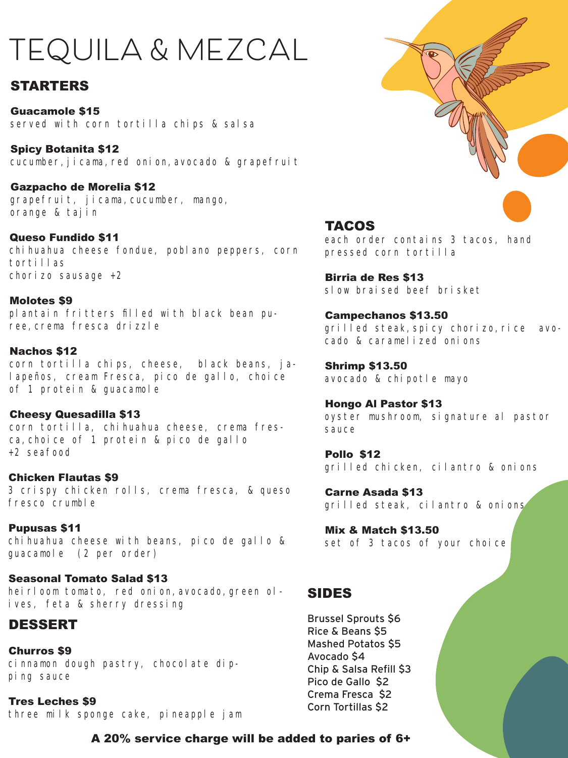# TEQUILA & MEZCAL

## STARTERS

**Guacamole $15**
served with corn tortilla chips & salsa

**Spicy Botanita $12**
cucumber, jicama, red onion, avocado & grapefruit

**Gazpacho de Morelia $12**
grapefruit, jicama, cucumber, mango, orange & tajin

**Queso Fundido $11**
chihuahua cheese fondue, poblano peppers, corn tortillas
chorizo sausage +2

**Molotes $9**
plantain fritters filled with black bean puree, crema fresca drizzle

**Nachos $12**
corn tortilla chips, cheese, black beans, jalapeños, cream Fresca, pico de gallo, choice of 1 protein & guacamole

**Cheesy Quesadilla $13**
corn tortilla, chihuahua cheese, crema fresca, choice of 1 protein & pico de gallo
+2 seafood

**Chicken Flautas $9**
3 crispy chicken rolls, crema fresca, & queso fresco crumble

**Pupusas $11**
chihuahua cheese with beans, pico de gallo & guacamole (2 per order)

**Seasonal Tomato Salad $13**
heirloom tomato, red onion, avocado, green olives, feta & sherry dressing

## DESSERT

**Churros $9**
cinnamon dough pastry, chocolate dipping sauce

**Tres Leches $9**
three milk sponge cake, pineapple jam

## TACOS

each order contains 3 tacos, hand pressed corn tortilla

**Birria de Res $13**
slow braised beef brisket

**Campechanos $13.50**
grilled steak, spicy chorizo, rice avocado & caramelized onions

**Shrimp $13.50**
avocado & chipotle mayo

**Hongo Al Pastor $13**
oyster mushroom, signature al pastor sauce

**Pollo $12**
grilled chicken, cilantro & onions

**Carne Asada $13**
grilled steak, cilantro & onions

**Mix & Match $13.50**
set of 3 tacos of your choice

## SIDES

Brussel Sprouts $6
Rice & Beans $5
Mashed Potatos $5
Avocado $4
Chip & Salsa Refill $3
Pico de Gallo $2
Crema Fresca $2
Corn Tortillas $2

**A 20% service charge will be added to paries of 6+**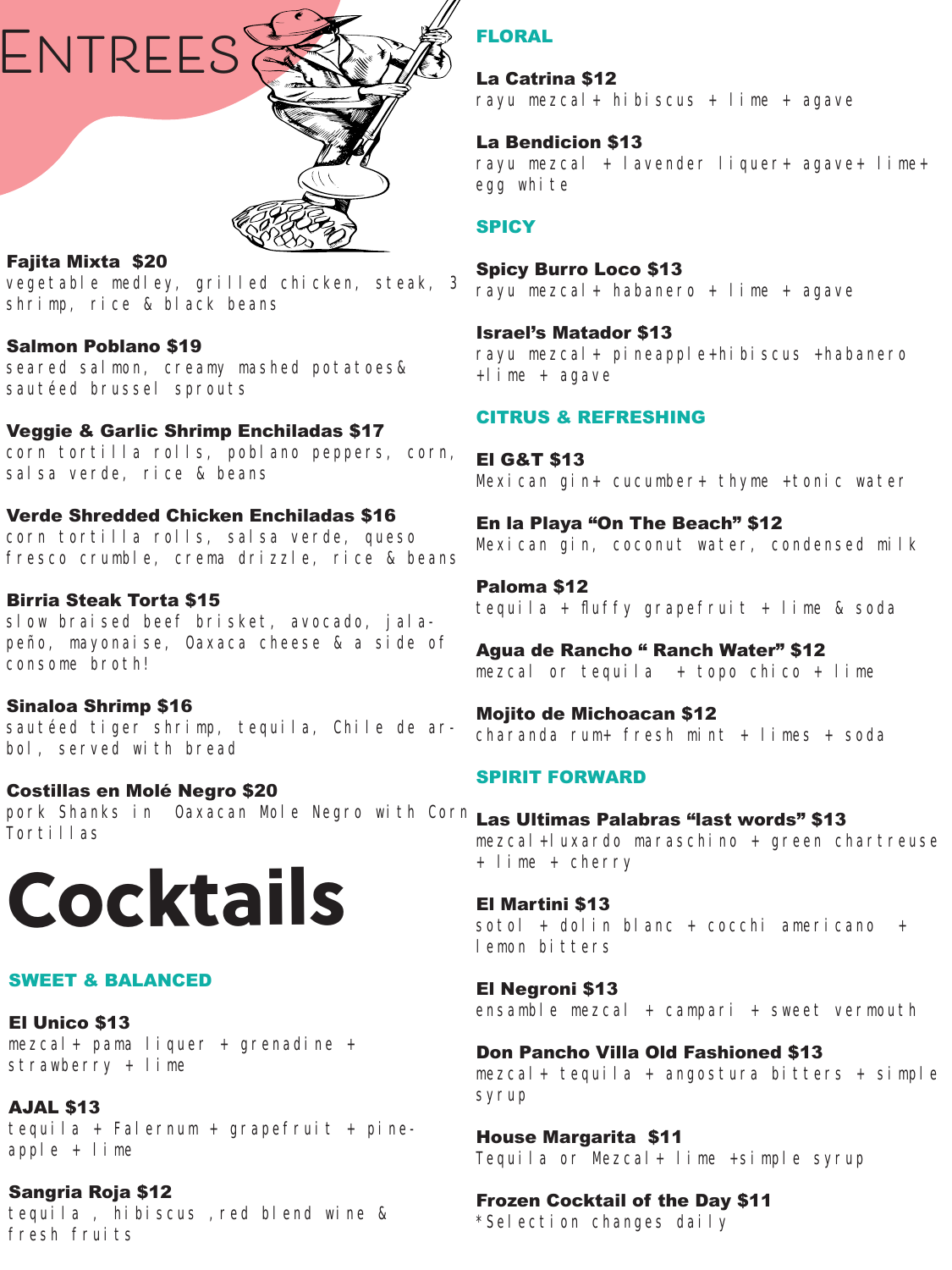# Entrees

**Fajita Mixta $20**
vegetable medley, grilled chicken, steak, 3 shrimp, rice & black beans

**Salmon Poblano $19**
seared salmon, creamy mashed potatoes& sautéed brussel sprouts

**Veggie & Garlic Shrimp Enchiladas $17**
corn tortilla rolls, poblano peppers, corn, salsa verde, rice & beans

**Verde Shredded Chicken Enchiladas $16**
corn tortilla rolls, salsa verde, queso fresco crumble, crema drizzle, rice & beans

**Birria Steak Torta $15**
slow braised beef brisket, avocado, jalapeño, mayonaise, Oaxaca cheese & a side of consome broth!

**Sinaloa Shrimp $16**
sautéed tiger shrimp, tequila, Chile de arbol, served with bread

**Costillas en Molé Negro $20**
pork Shanks in Oaxacan Mole Negro with Corn Tortillas

# Cocktails

## SWEET & BALANCED

**El Unico $13**
mezcal+ pama liquer + grenadine + strawberry + lime

**AJAL $13**
tequila + Falernum + grapefruit + pineapple + lime

**Sangria Roja $12**
tequila , hibiscus ,red blend wine & fresh fruits

## FLORAL

**La Catrina $12**
rayu mezcal+ hibiscus + lime + agave

**La Bendicion $13**
rayu mezcal + lavender liquer+ agave+ lime+ egg white

## SPICY

**Spicy Burro Loco $13**
rayu mezcal+ habanero + lime + agave

**Israel's Matador $13**
rayu mezcal+ pineapple+hibiscus +habanero +lime + agave

## CITRUS & REFRESHING

**El G&T $13**
Mexican gin+ cucumber+ thyme +tonic water

**En la Playa "On The Beach" $12**
Mexican gin, coconut water, condensed milk

**Paloma $12**
tequila + fluffy grapefruit + lime & soda

**Agua de Rancho " Ranch Water" $12**
mezcal or tequila + topo chico + lime

**Mojito de Michoacan $12**
charanda rum+ fresh mint + limes + soda

## SPIRIT FORWARD

**Las Ultimas Palabras "last words" $13**
mezcal+luxardo maraschino + green chartreuse + lime + cherry

**El Martini $13**
sotol + dolin blanc + cocchi americano + lemon bitters

**El Negroni $13**
ensamble mezcal + campari + sweet vermouth

**Don Pancho Villa Old Fashioned $13**
mezcal+ tequila + angostura bitters + simple syrup

**House Margarita $11**
Tequila or Mezcal+ lime +simple syrup

**Frozen Cocktail of the Day $11**
*Selection changes daily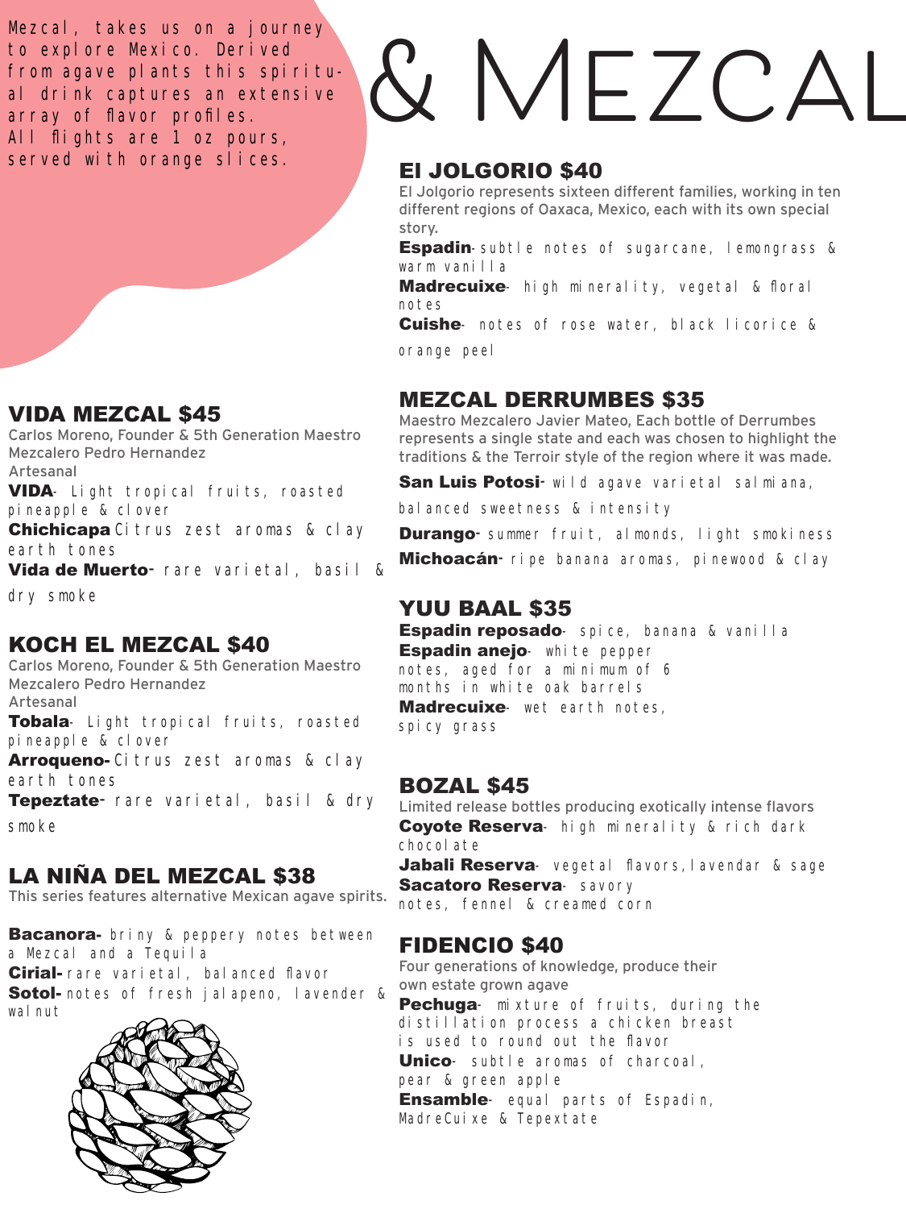# & Mezcal

Mezcal, takes us on a journey to explore Mexico. Derived from agave plants this spiritual drink captures an extensive array of flavor profiles.
All flights are 1 oz pours, served with orange slices.

## VIDA MEZCAL $45

Carlos Moreno, Founder & 5th Generation Maestro Mezcalero Pedro Hernandez
Artesanal

**VIDA**- Light tropical fruits, roasted pineapple & clover
**Chichicapa** Citrus zest aromas & clay earth tones
**Vida de Muerto**- rare varietal, basil & dry smoke

## KOCH EL MEZCAL $40

Carlos Moreno, Founder & 5th Generation Maestro Mezcalero Pedro Hernandez
Artesanal

**Tobala**- Light tropical fruits, roasted pineapple & clover
**Arroqueno**- Citrus zest aromas & clay earth tones
**Tepeztate**- rare varietal, basil & dry smoke

## LA NIÑA DEL MEZCAL $38

This series features alternative Mexican agave spirits.

**Bacanora**- briny & peppery notes between a Mezcal and a Tequila
**Cirial**- rare varietal, balanced flavor
**Sotol**- notes of fresh jalapeno, lavender & walnut

## El JOLGORIO $40

El Jolgorio represents sixteen different families, working in ten different regions of Oaxaca, Mexico, each with its own special story.

**Espadin**- subtle notes of sugarcane, lemongrass & warm vanilla
**Madrecuixe**- high minerality, vegetal & floral notes
**Cuishe**- notes of rose water, black licorice & orange peel

## MEZCAL DERRUMBES $35

Maestro Mezcalero Javier Mateo, Each bottle of Derrumbes represents a single state and each was chosen to highlight the traditions & the Terroir style of the region where it was made.

**San Luis Potosi**- wild agave varietal salmiana, balanced sweetness & intensity
**Durango**- summer fruit, almonds, light smokiness
**Michoacán**- ripe banana aromas, pinewood & clay

## YUU BAAL $35

**Espadin reposado**- spice, banana & vanilla
**Espadin anejo**- white pepper notes, aged for a minimum of 6 months in white oak barrels
**Madrecuixe**- wet earth notes, spicy grass

## BOZAL $45

Limited release bottles producing exotically intense flavors

**Coyote Reserva**- high minerality & rich dark chocolate
**Jabali Reserva**- vegetal flavors, lavendar & sage
**Sacatoro Reserva**- savory notes, fennel & creamed corn

## FIDENCIO $40

Four generations of knowledge, produce their own estate grown agave

**Pechuga**- mixture of fruits, during the distillation process a chicken breast is used to round out the flavor
**Unico**- subtle aromas of charcoal, pear & green apple
**Ensamble**- equal parts of Espadin, MadreCuixe & Tepextate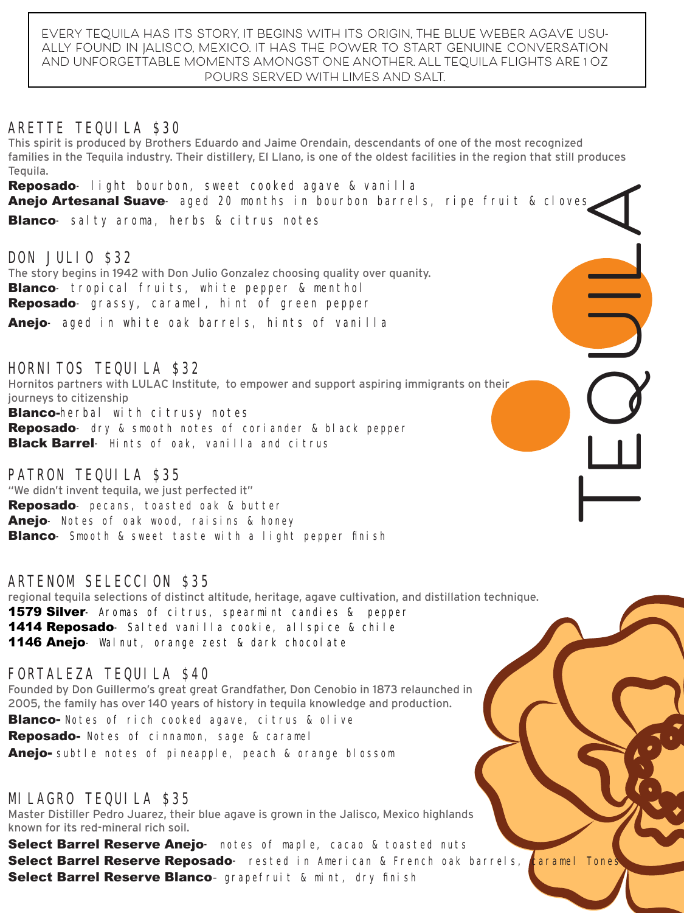EVERY TEQUILA HAS ITS STORY, IT BEGINS WITH ITS ORIGIN, THE BLUE WEBER AGAVE USUALLY FOUND IN JALISCO, MEXICO. IT HAS THE POWER TO START GENUINE CONVERSATION AND UNFORGETTABLE MOMENTS AMONGST ONE ANOTHER. ALL TEQUILA FLIGHTS ARE 1 OZ POURS SERVED WITH LIMES AND SALT.

# TEQUILA

## ARETTE TEQUILA $30

This spirit is produced by Brothers Eduardo and Jaime Orendain, descendants of one of the most recognized families in the Tequila industry. Their distillery, El Llano, is one of the oldest facilities in the region that still produces Tequila.

**Reposado**- light bourbon, sweet cooked agave & vanilla
**Anejo Artesanal Suave**- aged 20 months in bourbon barrels, ripe fruit & cloves
**Blanco**- salty aroma, herbs & citrus notes

## DON JULIO $32

The story begins in 1942 with Don Julio Gonzalez choosing quality over quanity.

**Blanco**- tropical fruits, white pepper & menthol
**Reposado**- grassy, caramel, hint of green pepper
**Anejo**- aged in white oak barrels, hints of vanilla

## HORNITOS TEQUILA $32

Hornitos partners with LULAC Institute, to empower and support aspiring immigrants on their journeys to citizenship

**Blanco**-herbal with citrusy notes
**Reposado**- dry & smooth notes of coriander & black pepper
**Black Barrel**- Hints of oak, vanilla and citrus

## PATRON TEQUILA $35

"We didn't invent tequila, we just perfected it"

**Reposado**- pecans, toasted oak & butter
**Anejo**- Notes of oak wood, raisins & honey
**Blanco**- Smooth & sweet taste with a light pepper finish

## ARTENOM SELECCION $35

regional tequila selections of distinct altitude, heritage, agave cultivation, and distillation technique.

**1579 Silver**- Aromas of citrus, spearmint candies & pepper
**1414 Reposado**- Salted vanilla cookie, allspice & chile
**1146 Anejo**- Walnut, orange zest & dark chocolate

## FORTALEZA TEQUILA $40

Founded by Don Guillermo's great great Grandfather, Don Cenobio in 1873 relaunched in 2005, the family has over 140 years of history in tequila knowledge and production.

**Blanco-** Notes of rich cooked agave, citrus & olive
**Reposado-** Notes of cinnamon, sage & caramel
**Anejo-** subtle notes of pineapple, peach & orange blossom

## MILAGRO TEQUILA $35

Master Distiller Pedro Juarez, their blue agave is grown in the Jalisco, Mexico highlands known for its red-mineral rich soil.

**Select Barrel Reserve Anejo**- notes of maple, cacao & toasted nuts
**Select Barrel Reserve Reposado**- rested in American & French oak barrels, caramel Tones
**Select Barrel Reserve Blanco**- grapefruit & mint, dry finish